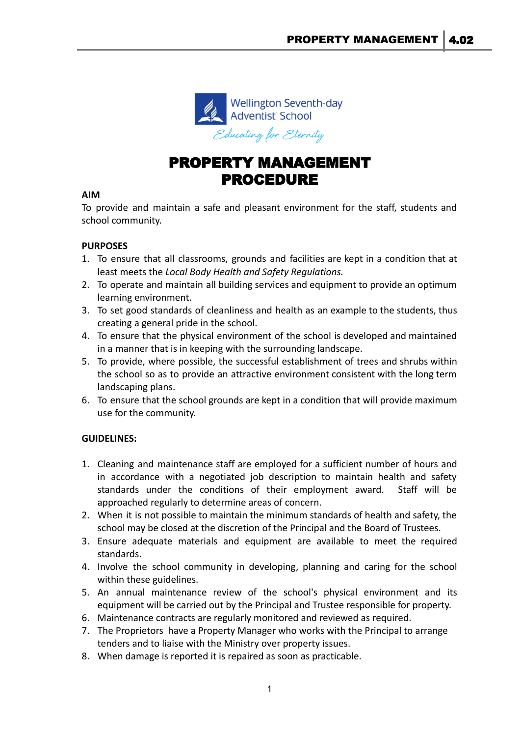Wellington Seventh-day Adventist School

*Educating for Eternity*

# PROPERTY MANAGEMENT PROCEDURE

**AIM**

To provide and maintain a safe and pleasant environment for the staff, students and school community.

**PURPOSES**

1. To ensure that all classrooms, grounds and facilities are kept in a condition that at least meets the *Local Body Health and Safety Regulations.*
2. To operate and maintain all building services and equipment to provide an optimum learning environment.
3. To set good standards of cleanliness and health as an example to the students, thus creating a general pride in the school.
4. To ensure that the physical environment of the school is developed and maintained in a manner that is in keeping with the surrounding landscape.
5. To provide, where possible, the successful establishment of trees and shrubs within the school so as to provide an attractive environment consistent with the long term landscaping plans.
6. To ensure that the school grounds are kept in a condition that will provide maximum use for the community.

**GUIDELINES:**

1. Cleaning and maintenance staff are employed for a sufficient number of hours and in accordance with a negotiated job description to maintain health and safety standards under the conditions of their employment award. Staff will be approached regularly to determine areas of concern.
2. When it is not possible to maintain the minimum standards of health and safety, the school may be closed at the discretion of the Principal and the Board of Trustees.
3. Ensure adequate materials and equipment are available to meet the required standards.
4. Involve the school community in developing, planning and caring for the school within these guidelines.
5. An annual maintenance review of the school's physical environment and its equipment will be carried out by the Principal and Trustee responsible for property.
6. Maintenance contracts are regularly monitored and reviewed as required.
7. The Proprietors have a Property Manager who works with the Principal to arrange tenders and to liaise with the Ministry over property issues.
8. When damage is reported it is repaired as soon as practicable.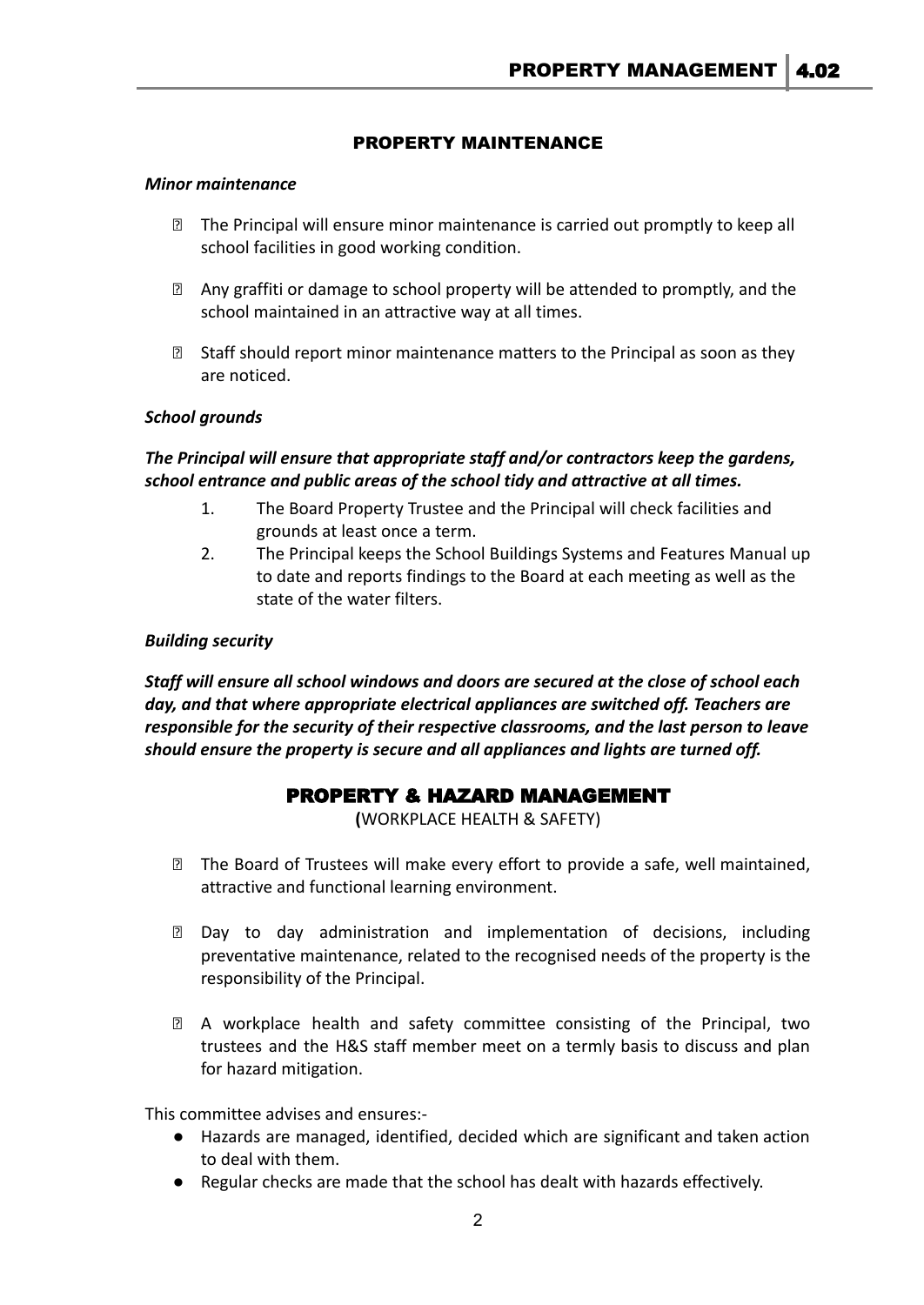## PROPERTY MAINTENANCE

***Minor maintenance***

- The Principal will ensure minor maintenance is carried out promptly to keep all school facilities in good working condition.
- Any graffiti or damage to school property will be attended to promptly, and the school maintained in an attractive way at all times.
- Staff should report minor maintenance matters to the Principal as soon as they are noticed.

***School grounds***

***The Principal will ensure that appropriate staff and/or contractors keep the gardens, school entrance and public areas of the school tidy and attractive at all times.***

1. The Board Property Trustee and the Principal will check facilities and grounds at least once a term.
2. The Principal keeps the School Buildings Systems and Features Manual up to date and reports findings to the Board at each meeting as well as the state of the water filters.

***Building security***

***Staff will ensure all school windows and doors are secured at the close of school each day, and that where appropriate electrical appliances are switched off. Teachers are responsible for the security of their respective classrooms, and the last person to leave should ensure the property is secure and all appliances and lights are turned off.***

## PROPERTY & HAZARD MANAGEMENT

**(**WORKPLACE HEALTH & SAFETY)

- The Board of Trustees will make every effort to provide a safe, well maintained, attractive and functional learning environment.
- Day to day administration and implementation of decisions, including preventative maintenance, related to the recognised needs of the property is the responsibility of the Principal.
- A workplace health and safety committee consisting of the Principal, two trustees and the H&S staff member meet on a termly basis to discuss and plan for hazard mitigation.

This committee advises and ensures:-

- Hazards are managed, identified, decided which are significant and taken action to deal with them.
- Regular checks are made that the school has dealt with hazards effectively.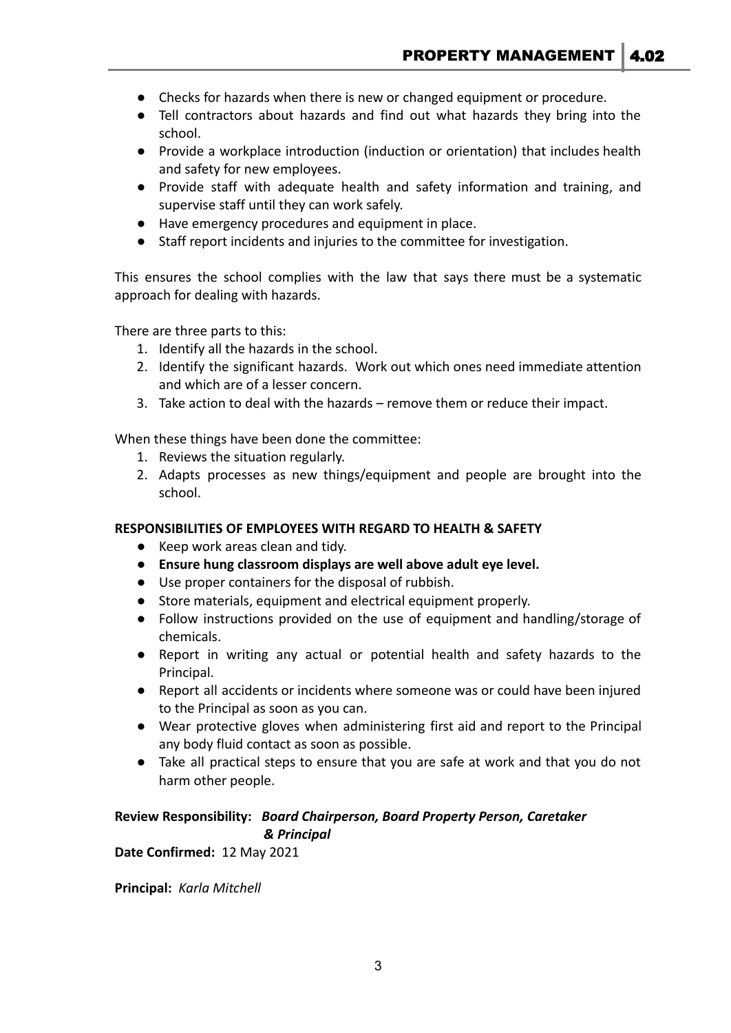- Checks for hazards when there is new or changed equipment or procedure.
- Tell contractors about hazards and find out what hazards they bring into the school.
- Provide a workplace introduction (induction or orientation) that includes health and safety for new employees.
- Provide staff with adequate health and safety information and training, and supervise staff until they can work safely.
- Have emergency procedures and equipment in place.
- Staff report incidents and injuries to the committee for investigation.

This ensures the school complies with the law that says there must be a systematic approach for dealing with hazards.

There are three parts to this:

1. Identify all the hazards in the school.
2. Identify the significant hazards. Work out which ones need immediate attention and which are of a lesser concern.
3. Take action to deal with the hazards – remove them or reduce their impact.

When these things have been done the committee:

1. Reviews the situation regularly.
2. Adapts processes as new things/equipment and people are brought into the school.

**RESPONSIBILITIES OF EMPLOYEES WITH REGARD TO HEALTH & SAFETY**

- Keep work areas clean and tidy.
- **Ensure hung classroom displays are well above adult eye level.**
- Use proper containers for the disposal of rubbish.
- Store materials, equipment and electrical equipment properly.
- Follow instructions provided on the use of equipment and handling/storage of chemicals.
- Report in writing any actual or potential health and safety hazards to the Principal.
- Report all accidents or incidents where someone was or could have been injured to the Principal as soon as you can.
- Wear protective gloves when administering first aid and report to the Principal any body fluid contact as soon as possible.
- Take all practical steps to ensure that you are safe at work and that you do not harm other people.

**Review Responsibility:** ***Board Chairperson, Board Property Person, Caretaker & Principal***

**Date Confirmed:** 12 May 2021

**Principal:** *Karla Mitchell*